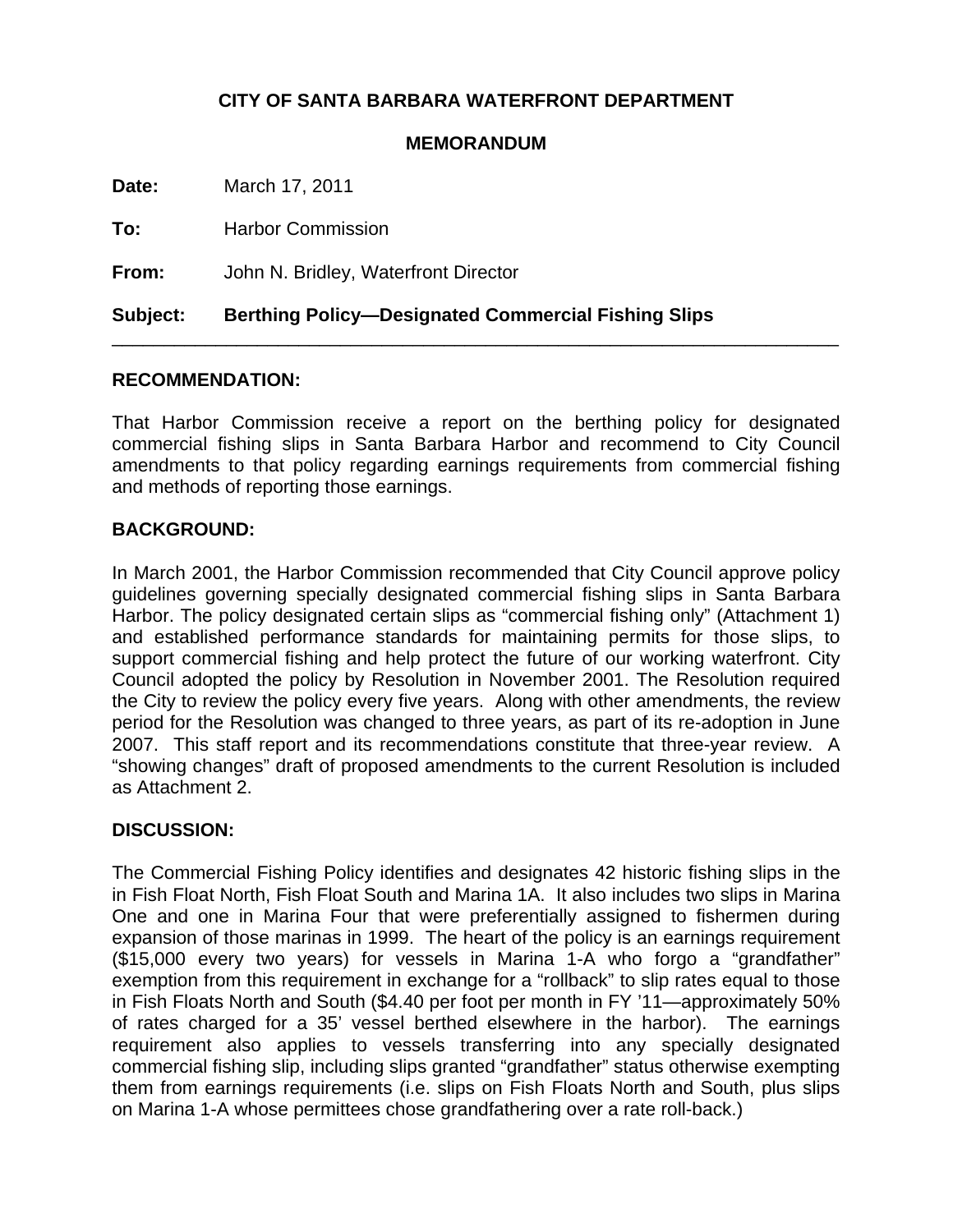**CITY OF SANTA BARBARA WATERFRONT DEPARTMENT**

**MEMORANDUM**

**Date:** March 17, 2011

**To:** Harbor Commission

**From:** John N. Bridley, Waterfront Director

**Subject: Berthing Policy—Designated Commercial Fishing Slips**

---

## RECOMMENDATION:

That Harbor Commission receive a report on the berthing policy for designated commercial fishing slips in Santa Barbara Harbor and recommend to City Council amendments to that policy regarding earnings requirements from commercial fishing and methods of reporting those earnings.

## BACKGROUND:

In March 2001, the Harbor Commission recommended that City Council approve policy guidelines governing specially designated commercial fishing slips in Santa Barbara Harbor. The policy designated certain slips as "commercial fishing only" (Attachment 1) and established performance standards for maintaining permits for those slips, to support commercial fishing and help protect the future of our working waterfront. City Council adopted the policy by Resolution in November 2001. The Resolution required the City to review the policy every five years. Along with other amendments, the review period for the Resolution was changed to three years, as part of its re-adoption in June 2007. This staff report and its recommendations constitute that three-year review. A "showing changes" draft of proposed amendments to the current Resolution is included as Attachment 2.

## DISCUSSION:

The Commercial Fishing Policy identifies and designates 42 historic fishing slips in the in Fish Float North, Fish Float South and Marina 1A. It also includes two slips in Marina One and one in Marina Four that were preferentially assigned to fishermen during expansion of those marinas in 1999. The heart of the policy is an earnings requirement ($15,000 every two years) for vessels in Marina 1-A who forgo a "grandfather" exemption from this requirement in exchange for a "rollback" to slip rates equal to those in Fish Floats North and South ($4.40 per foot per month in FY '11—approximately 50% of rates charged for a 35' vessel berthed elsewhere in the harbor). The earnings requirement also applies to vessels transferring into any specially designated commercial fishing slip, including slips granted "grandfather" status otherwise exempting them from earnings requirements (i.e. slips on Fish Floats North and South, plus slips on Marina 1-A whose permittees chose grandfathering over a rate roll-back.)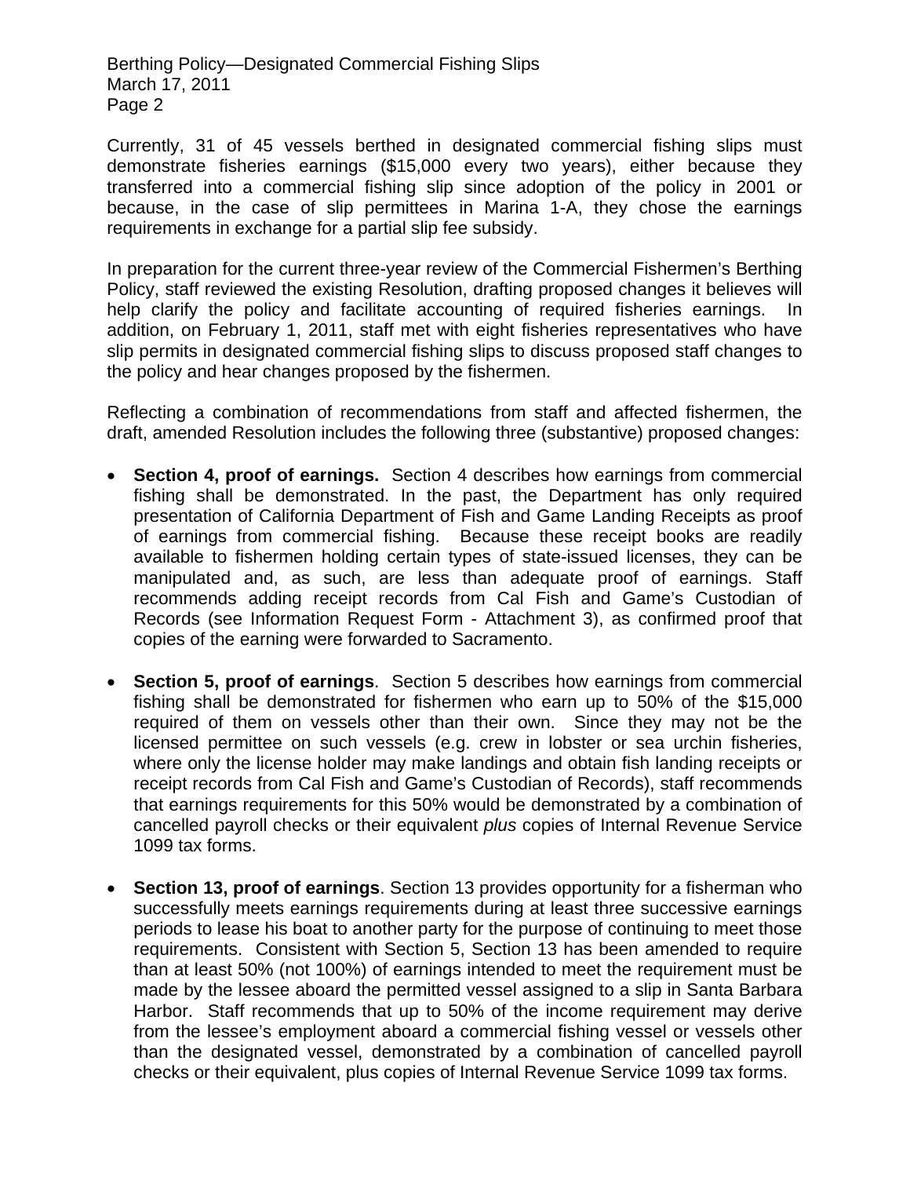Currently, 31 of 45 vessels berthed in designated commercial fishing slips must demonstrate fisheries earnings ($15,000 every two years), either because they transferred into a commercial fishing slip since adoption of the policy in 2001 or because, in the case of slip permittees in Marina 1-A, they chose the earnings requirements in exchange for a partial slip fee subsidy.

In preparation for the current three-year review of the Commercial Fishermen's Berthing Policy, staff reviewed the existing Resolution, drafting proposed changes it believes will help clarify the policy and facilitate accounting of required fisheries earnings. In addition, on February 1, 2011, staff met with eight fisheries representatives who have slip permits in designated commercial fishing slips to discuss proposed staff changes to the policy and hear changes proposed by the fishermen.

Reflecting a combination of recommendations from staff and affected fishermen, the draft, amended Resolution includes the following three (substantive) proposed changes:

- **Section 4, proof of earnings.** Section 4 describes how earnings from commercial fishing shall be demonstrated. In the past, the Department has only required presentation of California Department of Fish and Game Landing Receipts as proof of earnings from commercial fishing. Because these receipt books are readily available to fishermen holding certain types of state-issued licenses, they can be manipulated and, as such, are less than adequate proof of earnings. Staff recommends adding receipt records from Cal Fish and Game's Custodian of Records (see Information Request Form - Attachment 3), as confirmed proof that copies of the earning were forwarded to Sacramento.

- **Section 5, proof of earnings**. Section 5 describes how earnings from commercial fishing shall be demonstrated for fishermen who earn up to 50% of the $15,000 required of them on vessels other than their own. Since they may not be the licensed permittee on such vessels (e.g. crew in lobster or sea urchin fisheries, where only the license holder may make landings and obtain fish landing receipts or receipt records from Cal Fish and Game's Custodian of Records), staff recommends that earnings requirements for this 50% would be demonstrated by a combination of cancelled payroll checks or their equivalent *plus* copies of Internal Revenue Service 1099 tax forms.

- **Section 13, proof of earnings**. Section 13 provides opportunity for a fisherman who successfully meets earnings requirements during at least three successive earnings periods to lease his boat to another party for the purpose of continuing to meet those requirements. Consistent with Section 5, Section 13 has been amended to require than at least 50% (not 100%) of earnings intended to meet the requirement must be made by the lessee aboard the permitted vessel assigned to a slip in Santa Barbara Harbor. Staff recommends that up to 50% of the income requirement may derive from the lessee's employment aboard a commercial fishing vessel or vessels other than the designated vessel, demonstrated by a combination of cancelled payroll checks or their equivalent, plus copies of Internal Revenue Service 1099 tax forms.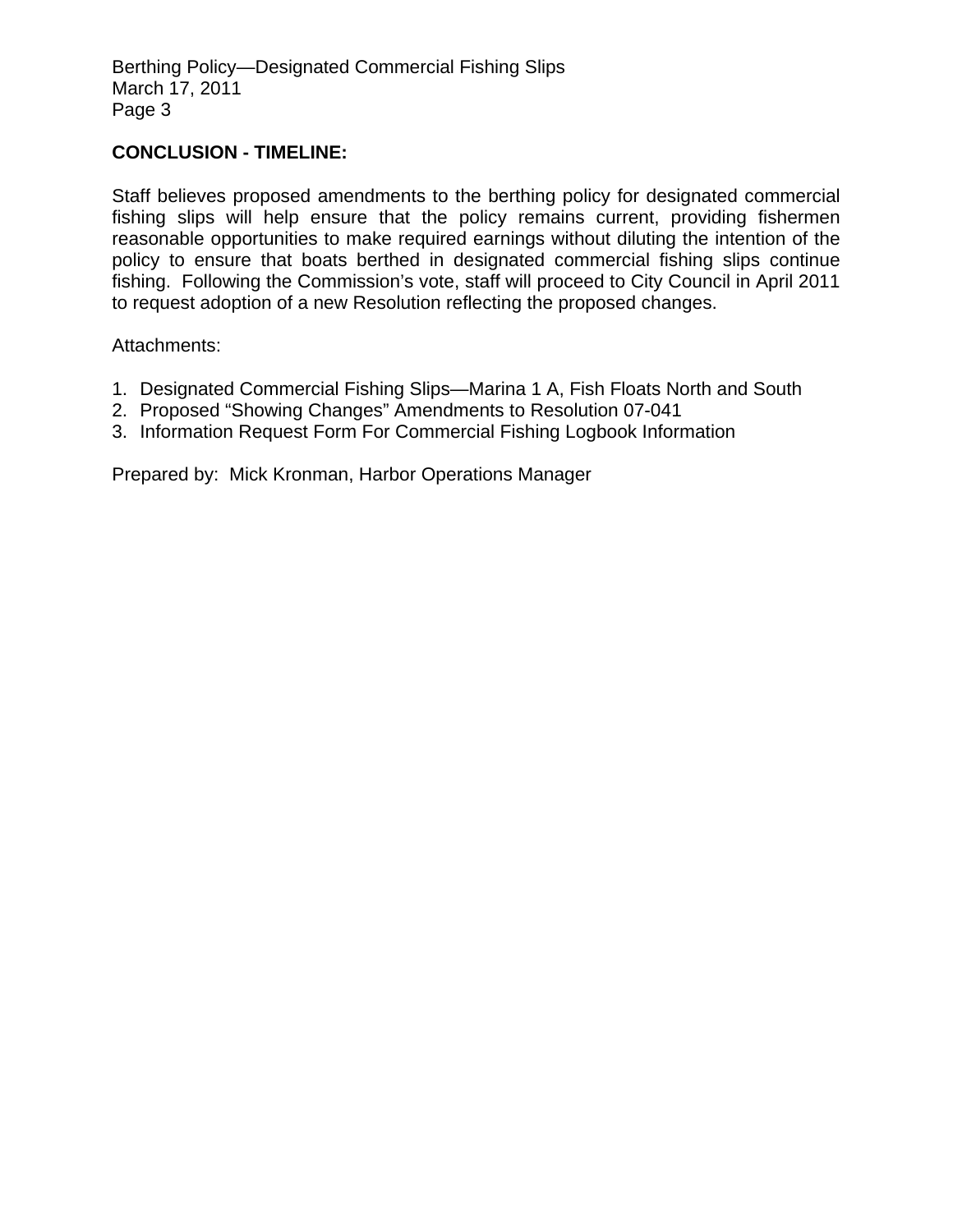**CONCLUSION - TIMELINE:**

Staff believes proposed amendments to the berthing policy for designated commercial fishing slips will help ensure that the policy remains current, providing fishermen reasonable opportunities to make required earnings without diluting the intention of the policy to ensure that boats berthed in designated commercial fishing slips continue fishing. Following the Commission's vote, staff will proceed to City Council in April 2011 to request adoption of a new Resolution reflecting the proposed changes.

Attachments:

1. Designated Commercial Fishing Slips—Marina 1 A, Fish Floats North and South
2. Proposed "Showing Changes" Amendments to Resolution 07-041
3. Information Request Form For Commercial Fishing Logbook Information

Prepared by: Mick Kronman, Harbor Operations Manager